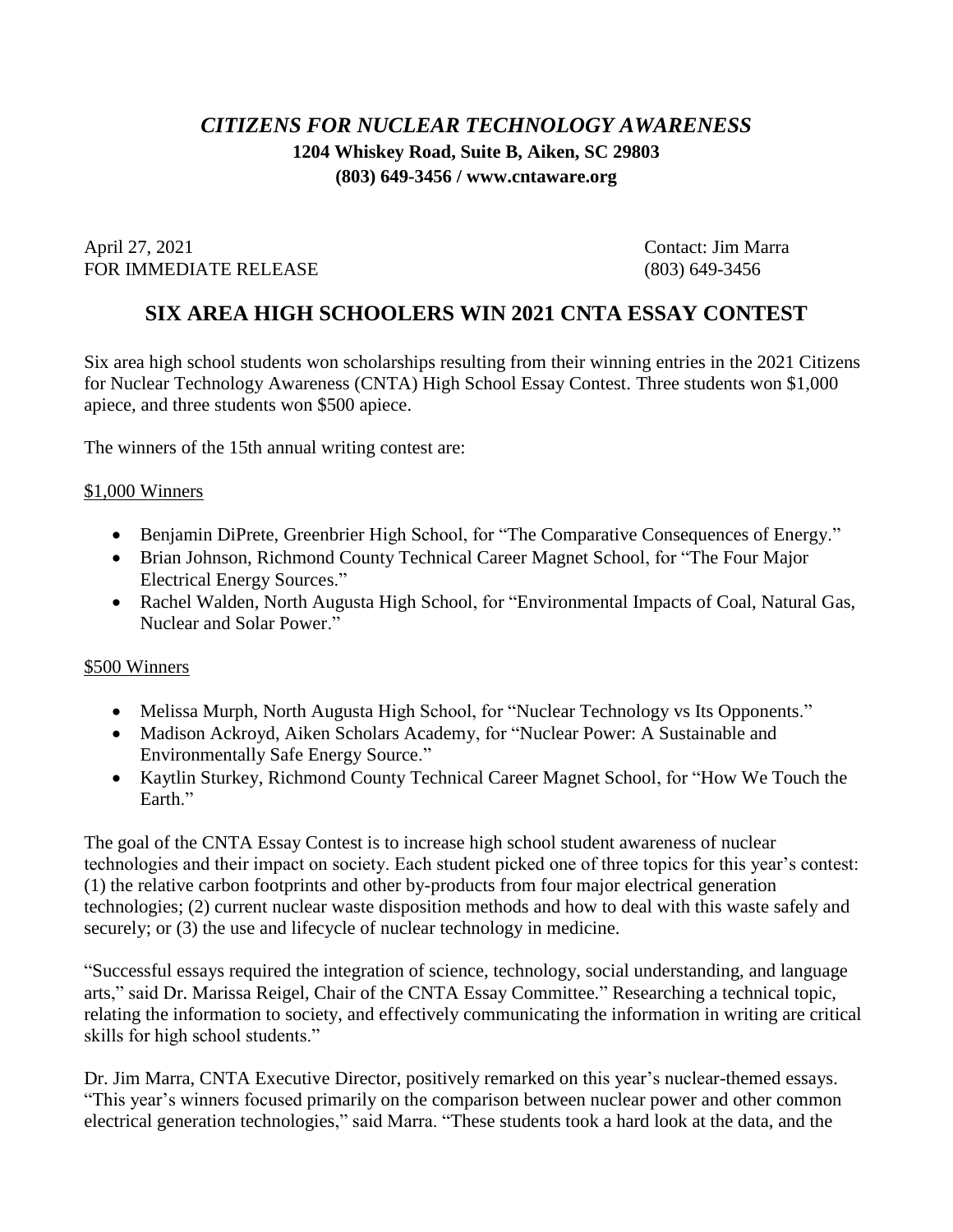# *CITIZENS FOR NUCLEAR TECHNOLOGY AWARENESS*

**1204 Whiskey Road, Suite B, Aiken, SC 29803**

**(803) 649-3456 / www.cntaware.org**

April 27, 2021
FOR IMMEDIATE RELEASE

Contact: Jim Marra
(803) 649-3456

## SIX AREA HIGH SCHOOLERS WIN 2021 CNTA ESSAY CONTEST

Six area high school students won scholarships resulting from their winning entries in the 2021 Citizens for Nuclear Technology Awareness (CNTA) High School Essay Contest. Three students won $1,000 apiece, and three students won $500 apiece.

The winners of the 15th annual writing contest are:

$1,000 Winners

- Benjamin DiPrete, Greenbrier High School, for "The Comparative Consequences of Energy."
- Brian Johnson, Richmond County Technical Career Magnet School, for "The Four Major Electrical Energy Sources."
- Rachel Walden, North Augusta High School, for "Environmental Impacts of Coal, Natural Gas, Nuclear and Solar Power."

$500 Winners

- Melissa Murph, North Augusta High School, for "Nuclear Technology vs Its Opponents."
- Madison Ackroyd, Aiken Scholars Academy, for "Nuclear Power: A Sustainable and Environmentally Safe Energy Source."
- Kaytlin Sturkey, Richmond County Technical Career Magnet School, for "How We Touch the Earth."

The goal of the CNTA Essay Contest is to increase high school student awareness of nuclear technologies and their impact on society. Each student picked one of three topics for this year's contest: (1) the relative carbon footprints and other by-products from four major electrical generation technologies; (2) current nuclear waste disposition methods and how to deal with this waste safely and securely; or (3) the use and lifecycle of nuclear technology in medicine.

"Successful essays required the integration of science, technology, social understanding, and language arts," said Dr. Marissa Reigel, Chair of the CNTA Essay Committee." Researching a technical topic, relating the information to society, and effectively communicating the information in writing are critical skills for high school students."

Dr. Jim Marra, CNTA Executive Director, positively remarked on this year's nuclear-themed essays. "This year's winners focused primarily on the comparison between nuclear power and other common electrical generation technologies," said Marra. "These students took a hard look at the data, and the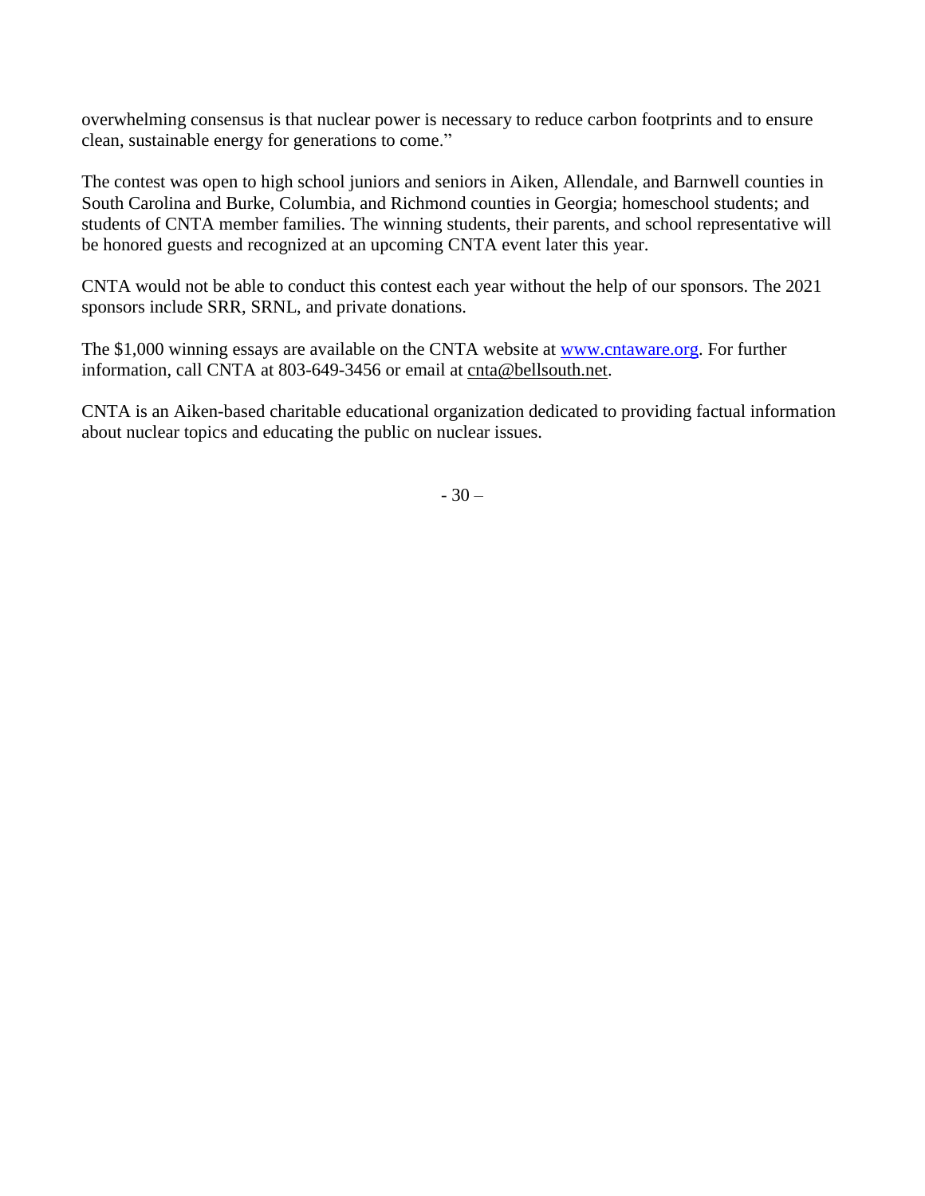overwhelming consensus is that nuclear power is necessary to reduce carbon footprints and to ensure clean, sustainable energy for generations to come."

The contest was open to high school juniors and seniors in Aiken, Allendale, and Barnwell counties in South Carolina and Burke, Columbia, and Richmond counties in Georgia; homeschool students; and students of CNTA member families. The winning students, their parents, and school representative will be honored guests and recognized at an upcoming CNTA event later this year.

CNTA would not be able to conduct this contest each year without the help of our sponsors. The 2021 sponsors include SRR, SRNL, and private donations.

The $1,000 winning essays are available on the CNTA website at [www.cntaware.org](http://www.cntaware.org). For further information, call CNTA at 803-649-3456 or email at cnta@bellsouth.net.

CNTA is an Aiken-based charitable educational organization dedicated to providing factual information about nuclear topics and educating the public on nuclear issues.

- 30 –